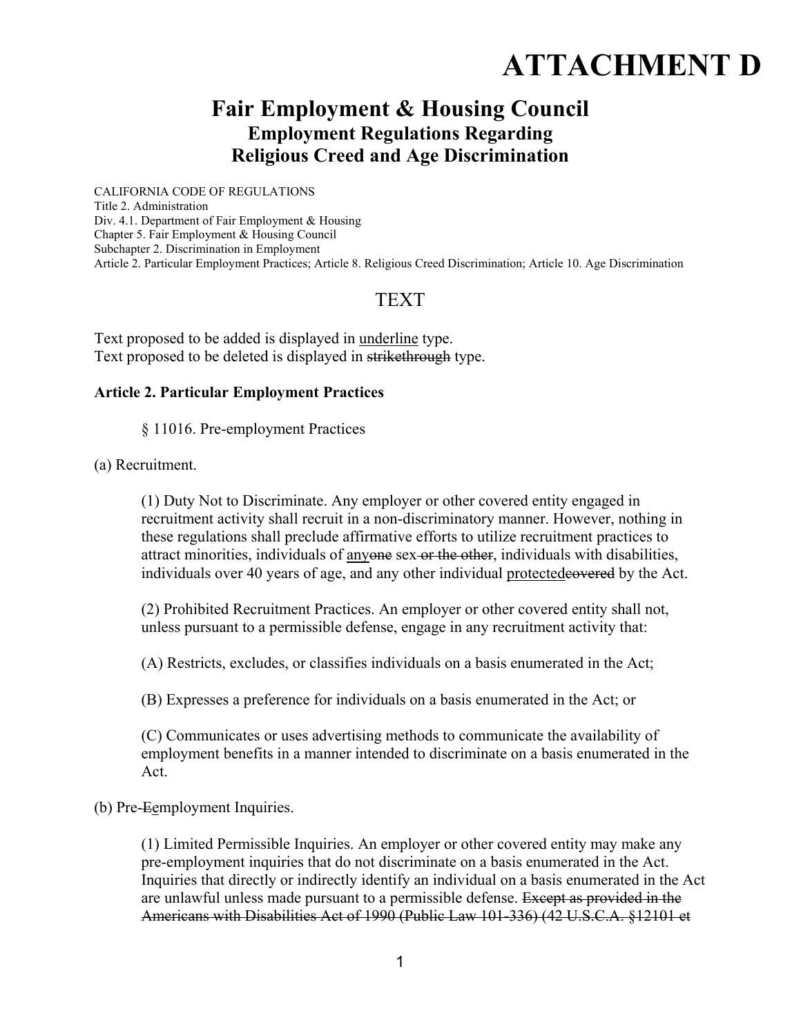# ATTACHMENT D

## Fair Employment & Housing Council
### Employment Regulations Regarding
### Religious Creed and Age Discrimination

CALIFORNIA CODE OF REGULATIONS
Title 2. Administration
Div. 4.1. Department of Fair Employment & Housing
Chapter 5. Fair Employment & Housing Council
Subchapter 2. Discrimination in Employment
Article 2. Particular Employment Practices; Article 8. Religious Creed Discrimination; Article 10. Age Discrimination

## TEXT

Text proposed to be added is displayed in <u>underline</u> type.
Text proposed to be deleted is displayed in ~~strikethrough~~ type.

**Article 2. Particular Employment Practices**

§ 11016. Pre-employment Practices

(a) Recruitment.

(1) Duty Not to Discriminate. Any employer or other covered entity engaged in recruitment activity shall recruit in a non-discriminatory manner. However, nothing in these regulations shall preclude affirmative efforts to utilize recruitment practices to attract minorities, individuals of <u>any</u>~~one~~ sex~~ or the other~~, individuals with disabilities, individuals over 40 years of age, and any other individual <u>protected</u>~~covered~~ by the Act.

(2) Prohibited Recruitment Practices. An employer or other covered entity shall not, unless pursuant to a permissible defense, engage in any recruitment activity that:

(A) Restricts, excludes, or classifies individuals on a basis enumerated in the Act;

(B) Expresses a preference for individuals on a basis enumerated in the Act; or

(C) Communicates or uses advertising methods to communicate the availability of employment benefits in a manner intended to discriminate on a basis enumerated in the Act.

(b) Pre-~~E~~<u>e</u>mployment Inquiries.

(1) Limited Permissible Inquiries. An employer or other covered entity may make any pre-employment inquiries that do not discriminate on a basis enumerated in the Act. Inquiries that directly or indirectly identify an individual on a basis enumerated in the Act are unlawful unless made pursuant to a permissible defense. ~~Except as provided in the Americans with Disabilities Act of 1990 (Public Law 101-336) (42 U.S.C.A. §12101 et~~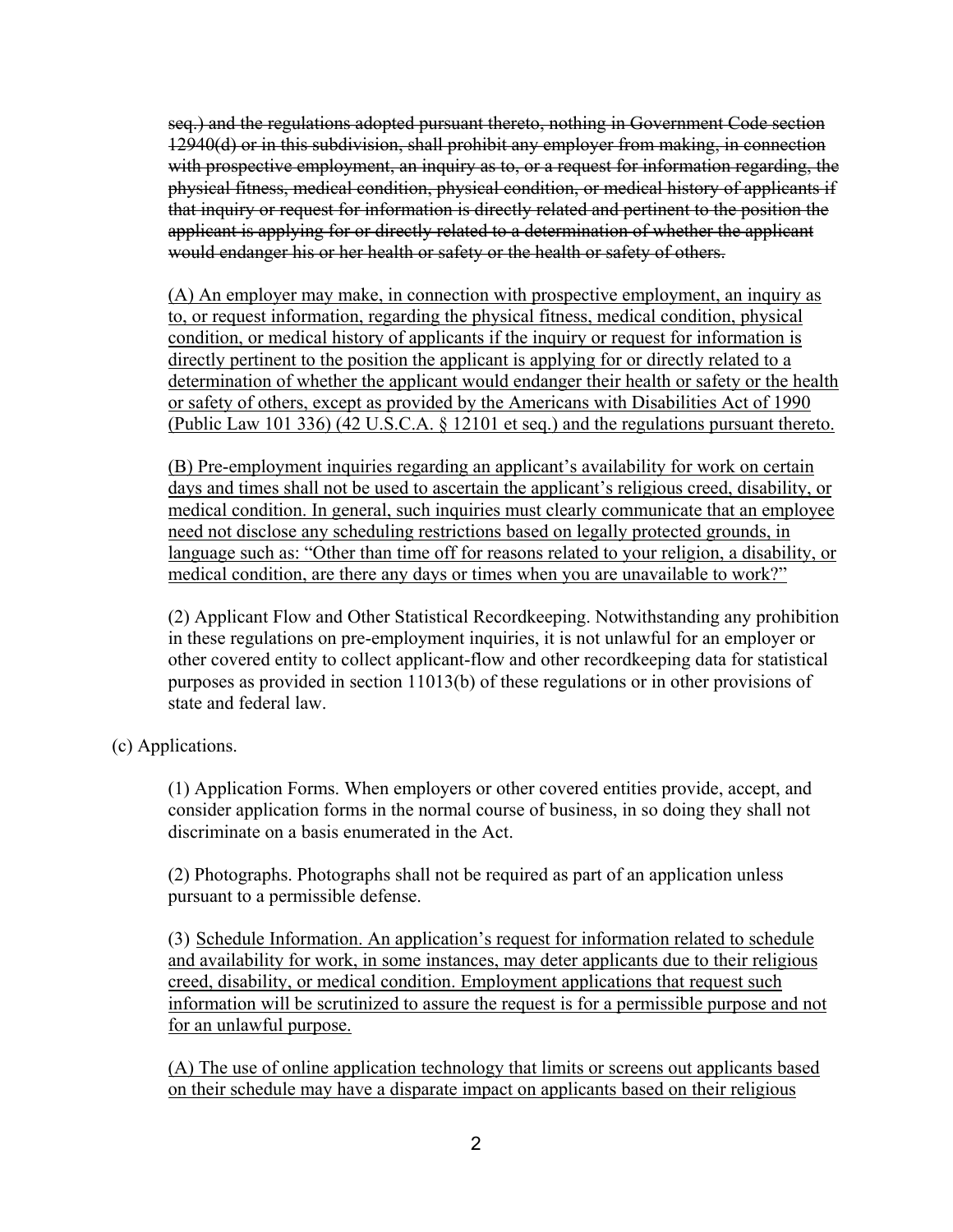~~seq.) and the regulations adopted pursuant thereto, nothing in Government Code section 12940(d) or in this subdivision, shall prohibit any employer from making, in connection with prospective employment, an inquiry as to, or a request for information regarding, the physical fitness, medical condition, physical condition, or medical history of applicants if that inquiry or request for information is directly related and pertinent to the position the applicant is applying for or directly related to a determination of whether the applicant would endanger his or her health or safety or the health or safety of others.~~

<u>(A) An employer may make, in connection with prospective employment, an inquiry as to, or request information, regarding the physical fitness, medical condition, physical condition, or medical history of applicants if the inquiry or request for information is directly pertinent to the position the applicant is applying for or directly related to a determination of whether the applicant would endanger their health or safety or the health or safety of others, except as provided by the Americans with Disabilities Act of 1990 (Public Law 101 336) (42 U.S.C.A. § 12101 et seq.) and the regulations pursuant thereto.</u>

<u>(B) Pre-employment inquiries regarding an applicant's availability for work on certain days and times shall not be used to ascertain the applicant's religious creed, disability, or medical condition. In general, such inquiries must clearly communicate that an employee need not disclose any scheduling restrictions based on legally protected grounds, in language such as: "Other than time off for reasons related to your religion, a disability, or medical condition, are there any days or times when you are unavailable to work?"</u>

(2) Applicant Flow and Other Statistical Recordkeeping. Notwithstanding any prohibition in these regulations on pre-employment inquiries, it is not unlawful for an employer or other covered entity to collect applicant-flow and other recordkeeping data for statistical purposes as provided in section 11013(b) of these regulations or in other provisions of state and federal law.

(c) Applications.

(1) Application Forms. When employers or other covered entities provide, accept, and consider application forms in the normal course of business, in so doing they shall not discriminate on a basis enumerated in the Act.

(2) Photographs. Photographs shall not be required as part of an application unless pursuant to a permissible defense.

(3) <u>Schedule Information. An application's request for information related to schedule and availability for work, in some instances, may deter applicants due to their religious creed, disability, or medical condition. Employment applications that request such information will be scrutinized to assure the request is for a permissible purpose and not for an unlawful purpose.</u>

<u>(A) The use of online application technology that limits or screens out applicants based on their schedule may have a disparate impact on applicants based on their religious</u>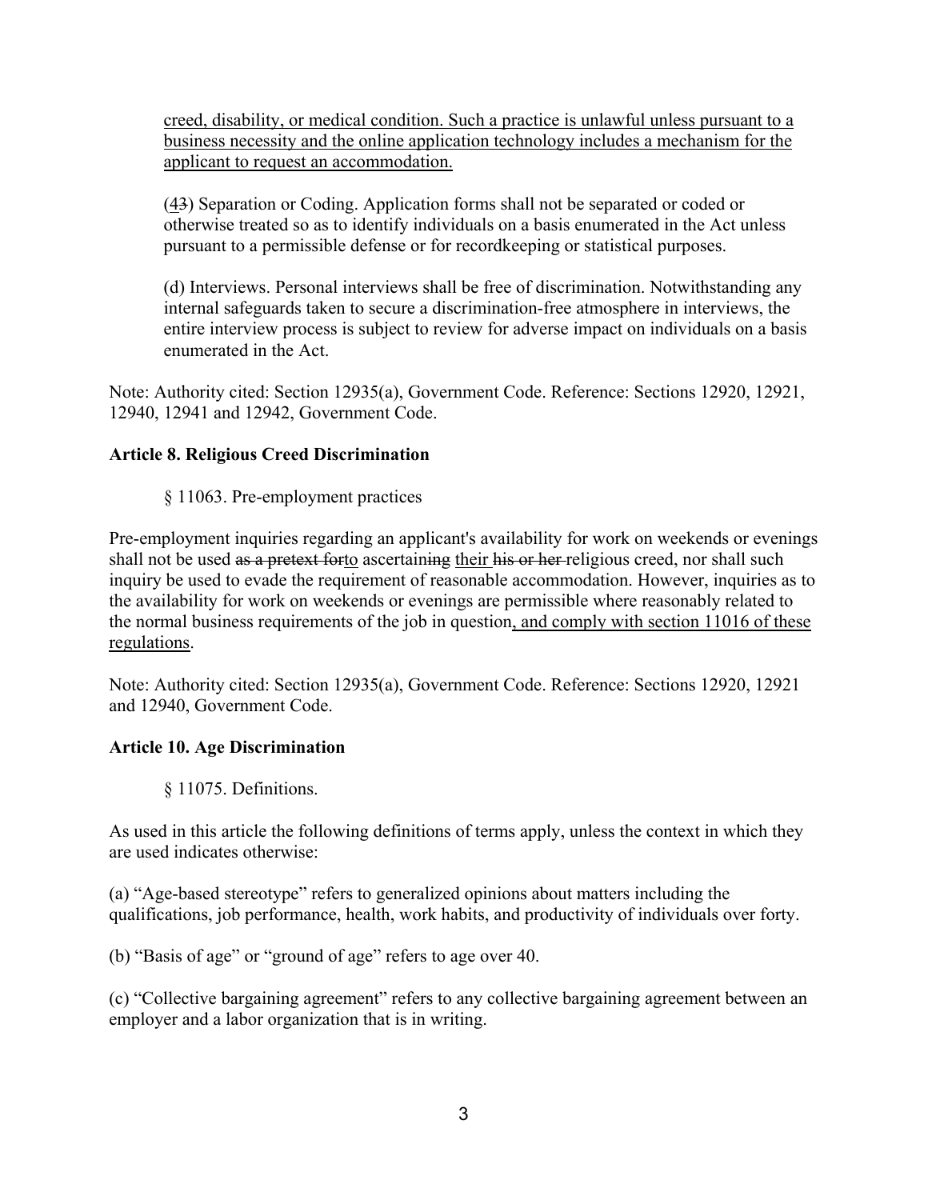creed, disability, or medical condition. Such a practice is unlawful unless pursuant to a business necessity and the online application technology includes a mechanism for the applicant to request an accommodation.

(4~~3~~) Separation or Coding. Application forms shall not be separated or coded or otherwise treated so as to identify individuals on a basis enumerated in the Act unless pursuant to a permissible defense or for recordkeeping or statistical purposes.

(d) Interviews. Personal interviews shall be free of discrimination. Notwithstanding any internal safeguards taken to secure a discrimination-free atmosphere in interviews, the entire interview process is subject to review for adverse impact on individuals on a basis enumerated in the Act.

Note: Authority cited: Section 12935(a), Government Code. Reference: Sections 12920, 12921, 12940, 12941 and 12942, Government Code.

**Article 8. Religious Creed Discrimination**

§ 11063. Pre-employment practices

Pre-employment inquiries regarding an applicant's availability for work on weekends or evenings shall not be used ~~as a pretext for~~to ascertain~~ing~~ their ~~his or her~~ religious creed, nor shall such inquiry be used to evade the requirement of reasonable accommodation. However, inquiries as to the availability for work on weekends or evenings are permissible where reasonably related to the normal business requirements of the job in question, and comply with section 11016 of these regulations.

Note: Authority cited: Section 12935(a), Government Code. Reference: Sections 12920, 12921 and 12940, Government Code.

**Article 10. Age Discrimination**

§ 11075. Definitions.

As used in this article the following definitions of terms apply, unless the context in which they are used indicates otherwise:

(a) "Age-based stereotype" refers to generalized opinions about matters including the qualifications, job performance, health, work habits, and productivity of individuals over forty.

(b) "Basis of age" or "ground of age" refers to age over 40.

(c) "Collective bargaining agreement" refers to any collective bargaining agreement between an employer and a labor organization that is in writing.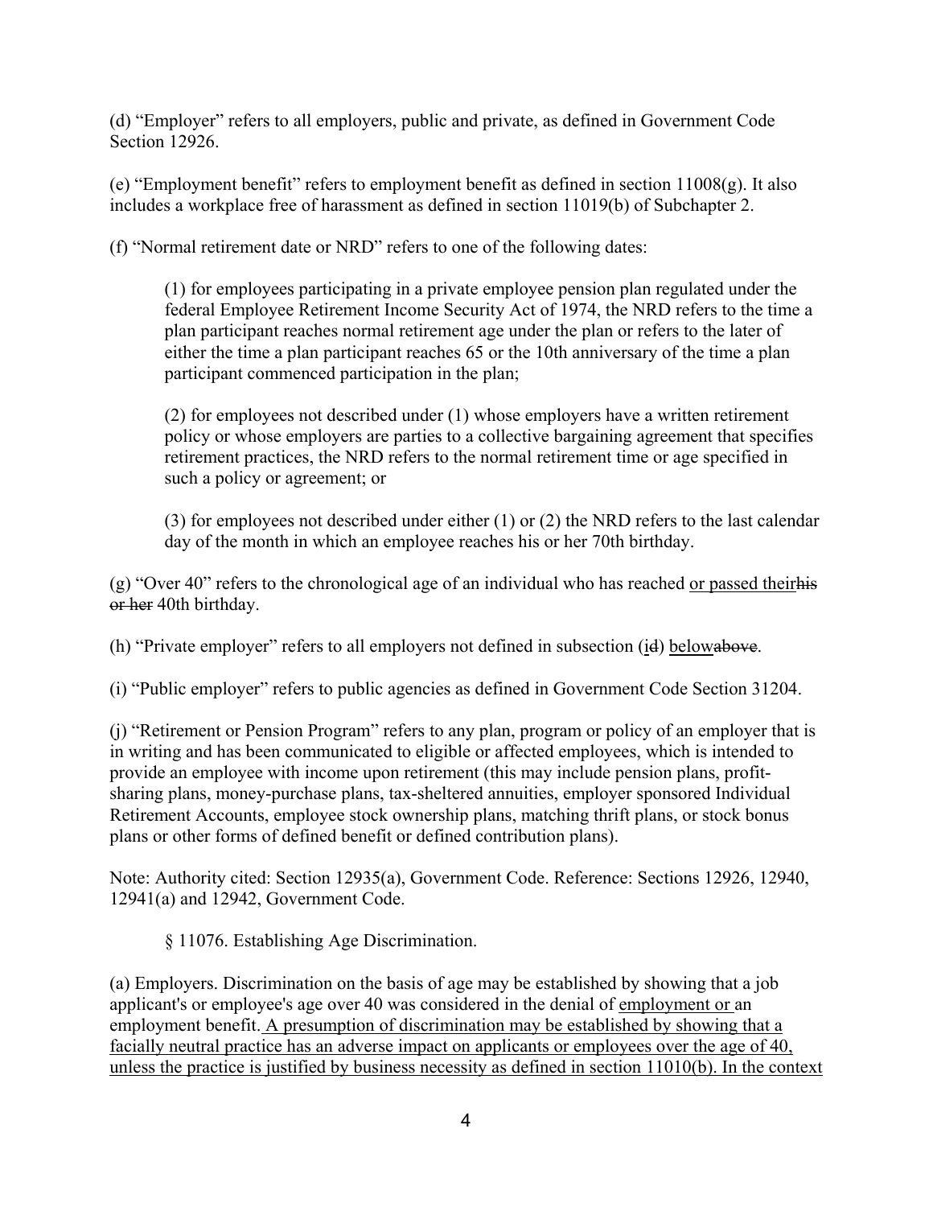(d) “Employer” refers to all employers, public and private, as defined in Government Code Section 12926.

(e) “Employment benefit” refers to employment benefit as defined in section 11008(g). It also includes a workplace free of harassment as defined in section 11019(b) of Subchapter 2.

(f) “Normal retirement date or NRD” refers to one of the following dates:

> (1) for employees participating in a private employee pension plan regulated under the federal Employee Retirement Income Security Act of 1974, the NRD refers to the time a plan participant reaches normal retirement age under the plan or refers to the later of either the time a plan participant reaches 65 or the 10th anniversary of the time a plan participant commenced participation in the plan;
>
> (2) for employees not described under (1) whose employers have a written retirement policy or whose employers are parties to a collective bargaining agreement that specifies retirement practices, the NRD refers to the normal retirement time or age specified in such a policy or agreement; or
>
> (3) for employees not described under either (1) or (2) the NRD refers to the last calendar day of the month in which an employee reaches his or her 70th birthday.

(g) “Over 40” refers to the chronological age of an individual who has reached <u>or passed their</u>~~his or her~~ 40th birthday.

(h) “Private employer” refers to all employers not defined in subsection (<u>i</u>~~d~~) <u>below</u>~~above~~.

(i) “Public employer” refers to public agencies as defined in Government Code Section 31204.

(j) “Retirement or Pension Program” refers to any plan, program or policy of an employer that is in writing and has been communicated to eligible or affected employees, which is intended to provide an employee with income upon retirement (this may include pension plans, profit-sharing plans, money-purchase plans, tax-sheltered annuities, employer sponsored Individual Retirement Accounts, employee stock ownership plans, matching thrift plans, or stock bonus plans or other forms of defined benefit or defined contribution plans).

Note: Authority cited: Section 12935(a), Government Code. Reference: Sections 12926, 12940, 12941(a) and 12942, Government Code.

§ 11076. Establishing Age Discrimination.

(a) Employers. Discrimination on the basis of age may be established by showing that a job applicant's or employee's age over 40 was considered in the denial of <u>employment or</u> an employment benefit.<u> A presumption of discrimination may be established by showing that a facially neutral practice has an adverse impact on applicants or employees over the age of 40, unless the practice is justified by business necessity as defined in section 11010(b). In the context</u>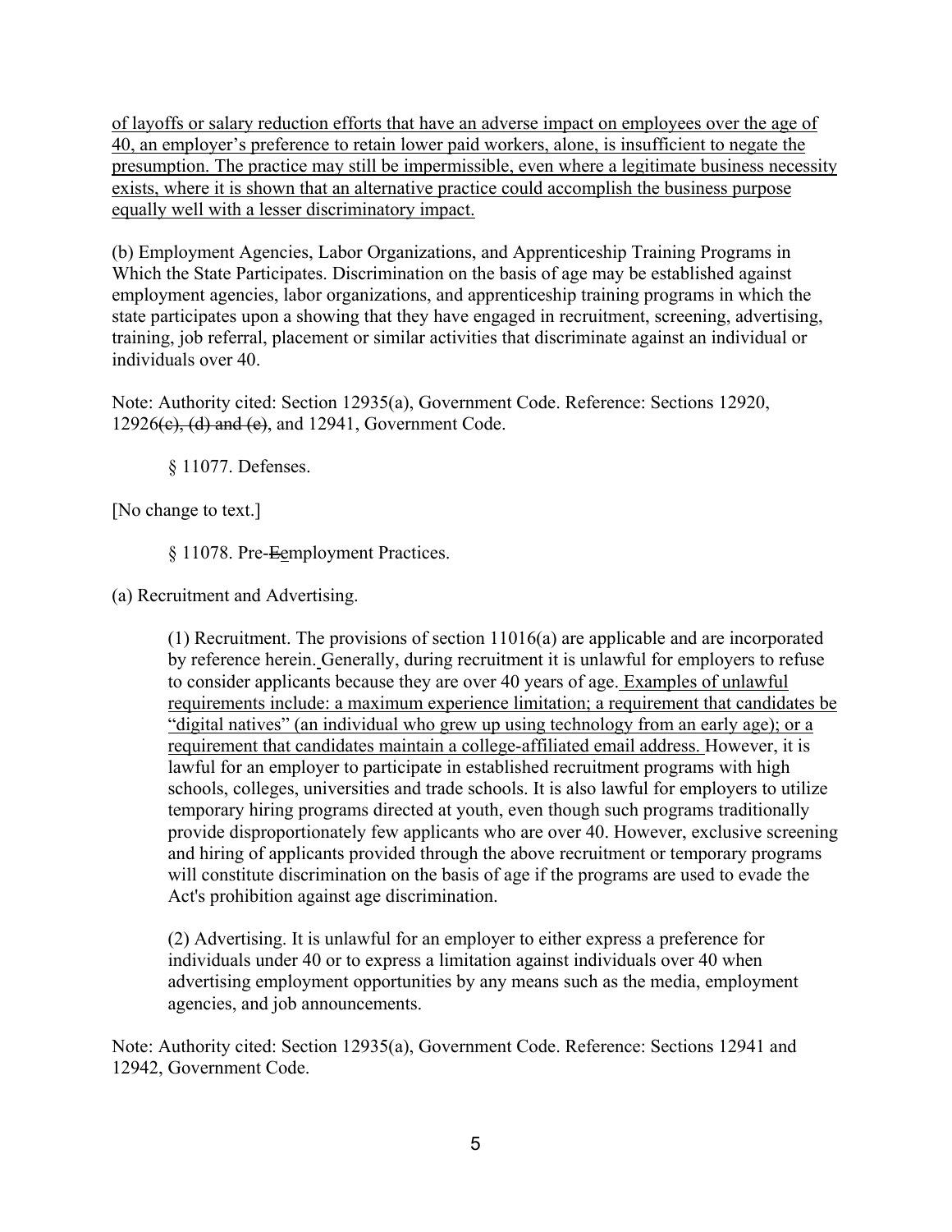of layoffs or salary reduction efforts that have an adverse impact on employees over the age of 40, an employer's preference to retain lower paid workers, alone, is insufficient to negate the presumption. The practice may still be impermissible, even where a legitimate business necessity exists, where it is shown that an alternative practice could accomplish the business purpose equally well with a lesser discriminatory impact.

(b) Employment Agencies, Labor Organizations, and Apprenticeship Training Programs in Which the State Participates. Discrimination on the basis of age may be established against employment agencies, labor organizations, and apprenticeship training programs in which the state participates upon a showing that they have engaged in recruitment, screening, advertising, training, job referral, placement or similar activities that discriminate against an individual or individuals over 40.

Note: Authority cited: Section 12935(a), Government Code. Reference: Sections 12920, 12926~~(c), (d) and (e)~~, and 12941, Government Code.

§ 11077. Defenses.

[No change to text.]

§ 11078. Pre-~~E~~employment Practices.

(a) Recruitment and Advertising.

(1) Recruitment. The provisions of section 11016(a) are applicable and are incorporated by reference herein. Generally, during recruitment it is unlawful for employers to refuse to consider applicants because they are over 40 years of age. Examples of unlawful requirements include: a maximum experience limitation; a requirement that candidates be "digital natives" (an individual who grew up using technology from an early age); or a requirement that candidates maintain a college-affiliated email address. However, it is lawful for an employer to participate in established recruitment programs with high schools, colleges, universities and trade schools. It is also lawful for employers to utilize temporary hiring programs directed at youth, even though such programs traditionally provide disproportionately few applicants who are over 40. However, exclusive screening and hiring of applicants provided through the above recruitment or temporary programs will constitute discrimination on the basis of age if the programs are used to evade the Act's prohibition against age discrimination.

(2) Advertising. It is unlawful for an employer to either express a preference for individuals under 40 or to express a limitation against individuals over 40 when advertising employment opportunities by any means such as the media, employment agencies, and job announcements.

Note: Authority cited: Section 12935(a), Government Code. Reference: Sections 12941 and 12942, Government Code.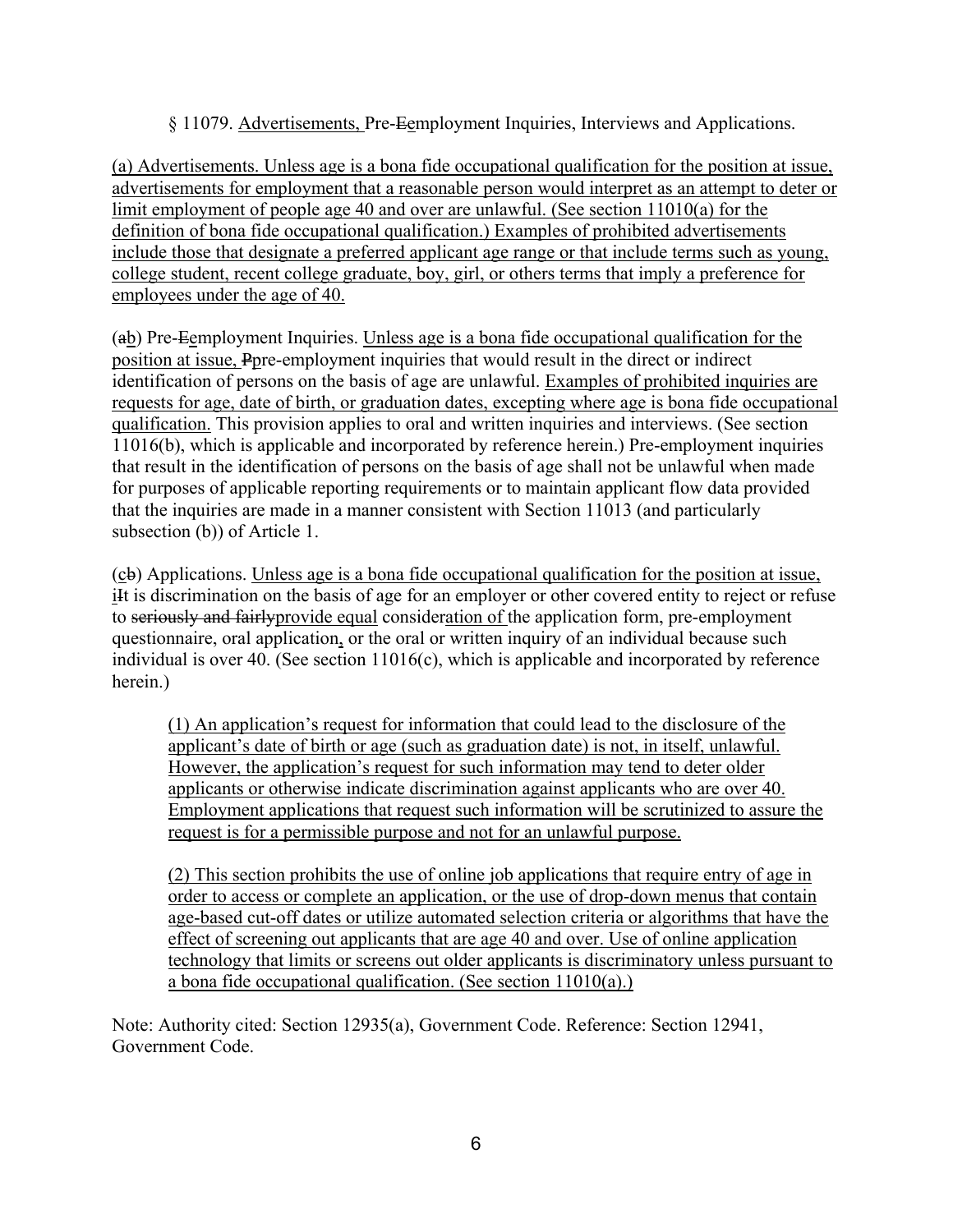§ 11079. Advertisements, Pre-Eemployment Inquiries, Interviews and Applications.

(a) Advertisements. Unless age is a bona fide occupational qualification for the position at issue, advertisements for employment that a reasonable person would interpret as an attempt to deter or limit employment of people age 40 and over are unlawful. (See section 11010(a) for the definition of bona fide occupational qualification.) Examples of prohibited advertisements include those that designate a preferred applicant age range or that include terms such as young, college student, recent college graduate, boy, girl, or others terms that imply a preference for employees under the age of 40.

(ab) Pre-Eemployment Inquiries. Unless age is a bona fide occupational qualification for the position at issue, Ppre-employment inquiries that would result in the direct or indirect identification of persons on the basis of age are unlawful. Examples of prohibited inquiries are requests for age, date of birth, or graduation dates, excepting where age is bona fide occupational qualification. This provision applies to oral and written inquiries and interviews. (See section 11016(b), which is applicable and incorporated by reference herein.) Pre-employment inquiries that result in the identification of persons on the basis of age shall not be unlawful when made for purposes of applicable reporting requirements or to maintain applicant flow data provided that the inquiries are made in a manner consistent with Section 11013 (and particularly subsection (b)) of Article 1.

(cb) Applications. Unless age is a bona fide occupational qualification for the position at issue, iIt is discrimination on the basis of age for an employer or other covered entity to reject or refuse to ~~seriously and fairly~~provide equal consideration of the application form, pre-employment questionnaire, oral application, or the oral or written inquiry of an individual because such individual is over 40. (See section 11016(c), which is applicable and incorporated by reference herein.)

> (1) An application's request for information that could lead to the disclosure of the applicant's date of birth or age (such as graduation date) is not, in itself, unlawful. However, the application's request for such information may tend to deter older applicants or otherwise indicate discrimination against applicants who are over 40. Employment applications that request such information will be scrutinized to assure the request is for a permissible purpose and not for an unlawful purpose.
>
> (2) This section prohibits the use of online job applications that require entry of age in order to access or complete an application, or the use of drop-down menus that contain age-based cut-off dates or utilize automated selection criteria or algorithms that have the effect of screening out applicants that are age 40 and over. Use of online application technology that limits or screens out older applicants is discriminatory unless pursuant to a bona fide occupational qualification. (See section 11010(a).)

Note: Authority cited: Section 12935(a), Government Code. Reference: Section 12941, Government Code.